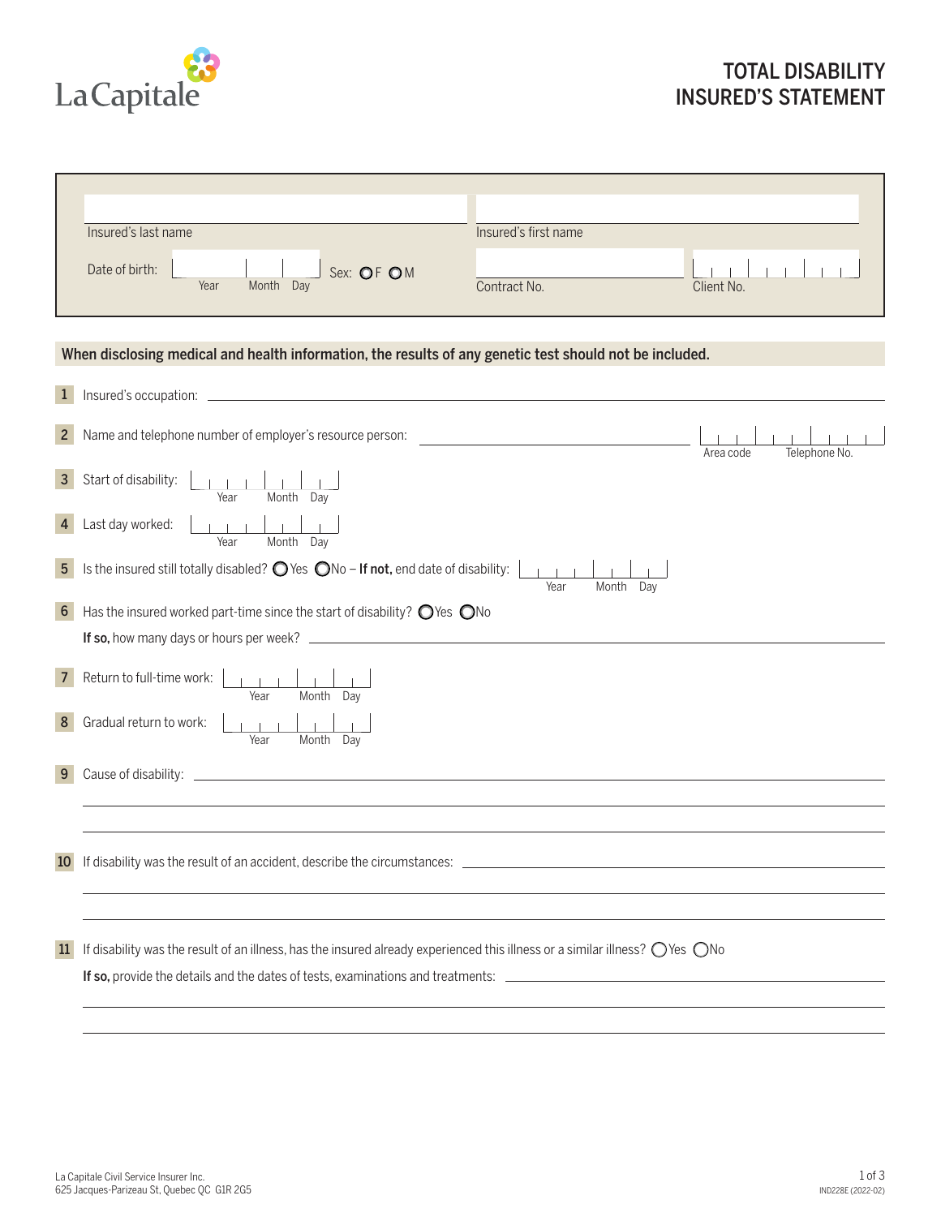La Capitale

# TOTAL DISABILITY INSURED'S STATEMENT

Insured's last name

Insured's first name

Date of birth: Year Month Day Sex: ◯ F ◯ M

Contract No.

Client No.

**When disclosing medical and health information, the results of any genetic test should not be included.**

1 Insured's occupation: \_\_\_\_\_\_\_\_\_\_

2 Name and telephone number of employer's resource person: \_\_\_\_\_\_\_\_\_\_ Area code Telephone No.

3 Start of disability: Year Month Day

4 Last day worked: Year Month Day

5 Is the insured still totally disabled? ◯ Yes ◯ No – **If not,** end date of disability: Year Month Day

6 Has the insured worked part-time since the start of disability? ◯ Yes ◯ No

**If so,** how many days or hours per week? \_\_\_\_\_\_\_\_\_\_

7 Return to full-time work: Year Month Day

8 Gradual return to work: Year Month Day

9 Cause of disability: \_\_\_\_\_\_\_\_\_\_

10 If disability was the result of an accident, describe the circumstances: \_\_\_\_\_\_\_\_\_\_

11 If disability was the result of an illness, has the insured already experienced this illness or a similar illness? ◯ Yes ◯ No

**If so,** provide the details and the dates of tests, examinations and treatments: \_\_\_\_\_\_\_\_\_\_

La Capitale Civil Service Insurer Inc.
625 Jacques-Parizeau St, Quebec QC G1R 2G5

IND228E (2022-02)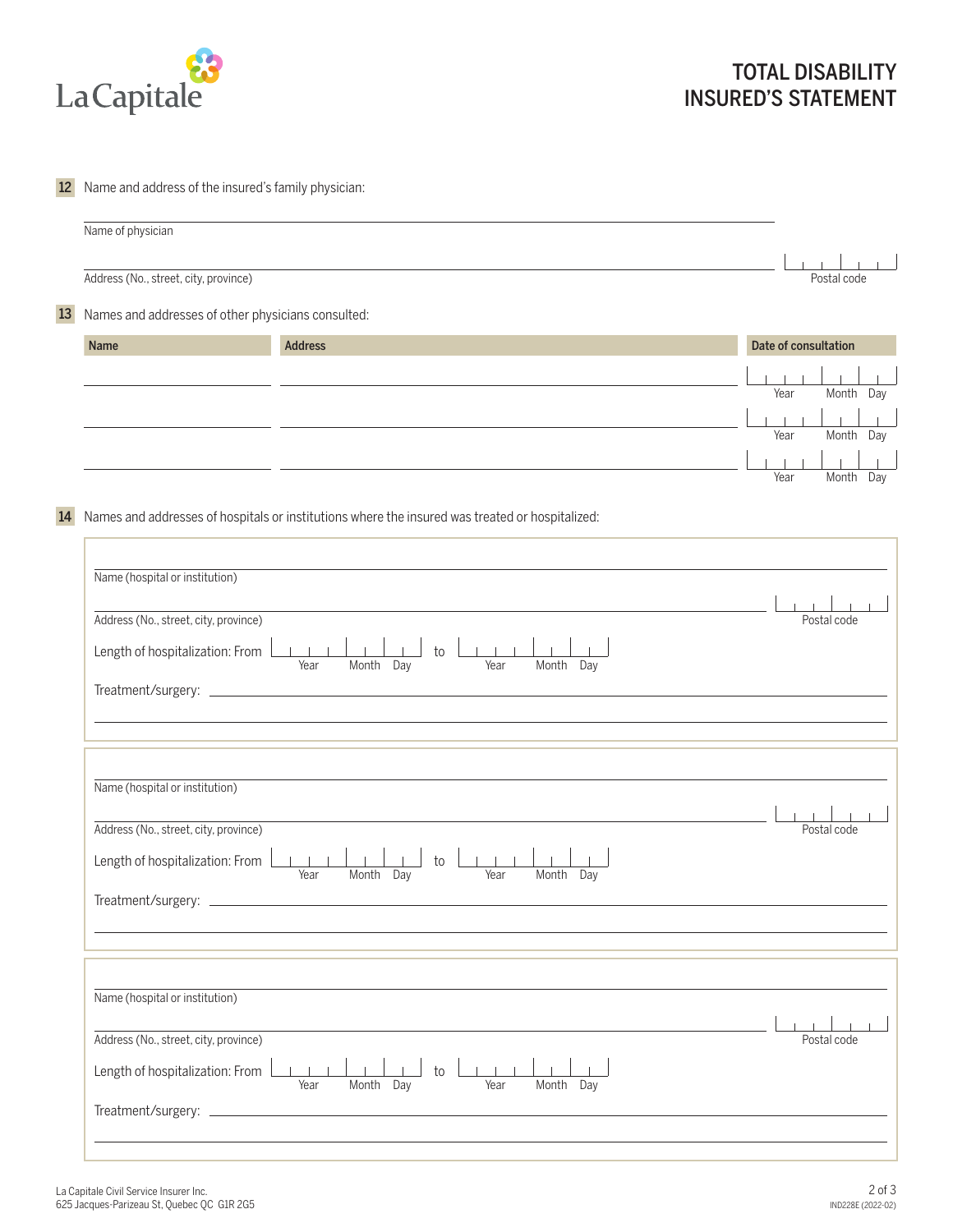# TOTAL DISABILITY INSURED'S STATEMENT

**12** Name and address of the insured's family physician:

Name of physician

Address (No., street, city, province) | Postal code

**13** Names and addresses of other physicians consulted:

| Name | Address | Date of consultation |
|---|---|---|
| | | Year Month Day |
| | | Year Month Day |
| | | Year Month Day |

**14** Names and addresses of hospitals or institutions where the insured was treated or hospitalized:

Name (hospital or institution)

Address (No., street, city, province) | Postal code

Length of hospitalization: From Year Month Day to Year Month Day

Treatment/surgery:

Name (hospital or institution)

Address (No., street, city, province) | Postal code

Length of hospitalization: From Year Month Day to Year Month Day

Treatment/surgery:

Name (hospital or institution)

Address (No., street, city, province) | Postal code

Length of hospitalization: From Year Month Day to Year Month Day

Treatment/surgery:

La Capitale Civil Service Insurer Inc.
625 Jacques-Parizeau St, Quebec QC G1R 2G5

IND228E (2022-02)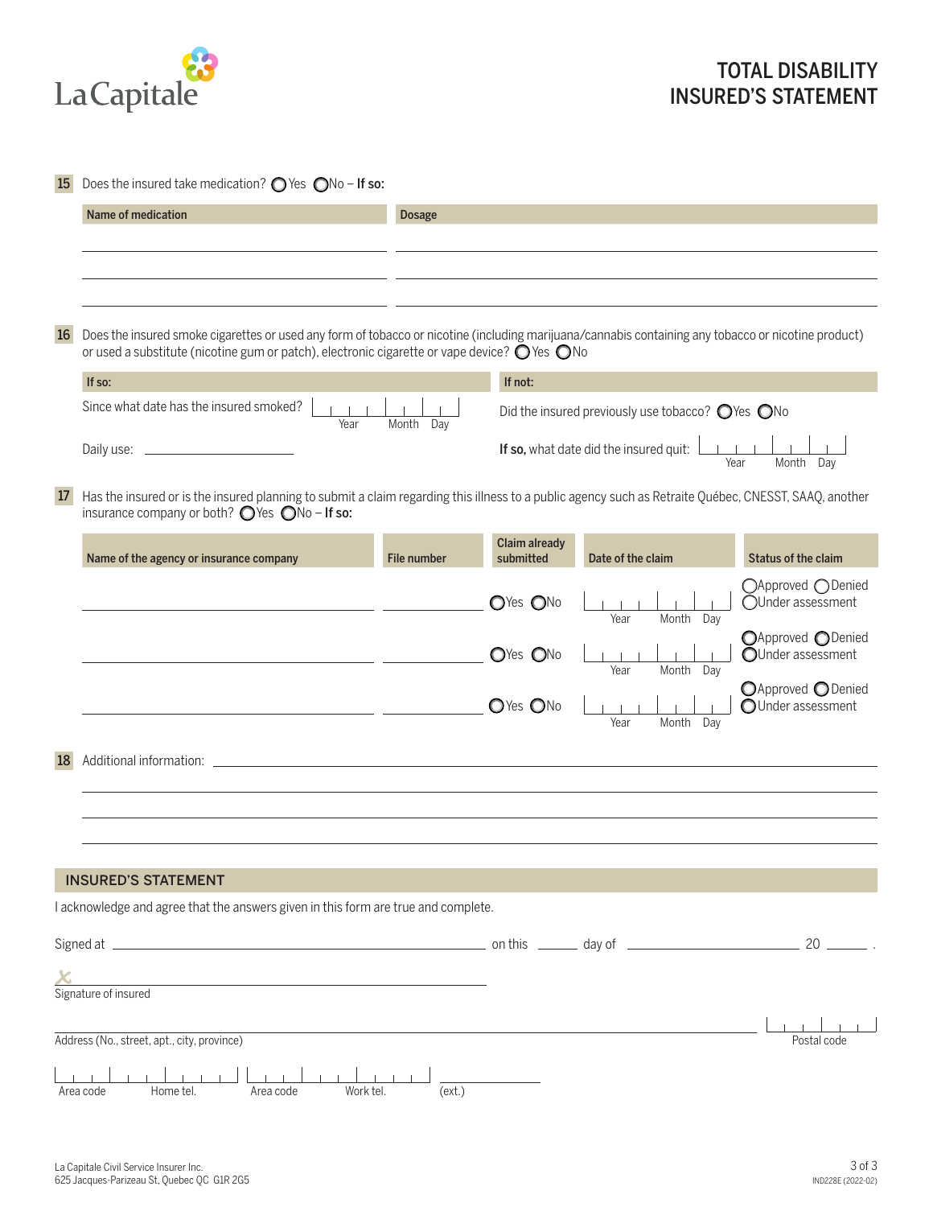# TOTAL DISABILITY INSURED'S STATEMENT

**15** Does the insured take medication? ◯ Yes ◯ No – **If so:**

| Name of medication | Dosage |
|---|---|
| | |
| | |
| | |

**16** Does the insured smoke cigarettes or used any form of tobacco or nicotine (including marijuana/cannabis containing any tobacco or nicotine product) or used a substitute (nicotine gum or patch), electronic cigarette or vape device? ◯ Yes ◯ No

| If so: | If not: |
|---|---|
| Since what date has the insured smoked? Year Month Day | Did the insured previously use tobacco? ◯ Yes ◯ No |
| Daily use: | **If so,** what date did the insured quit: Year Month Day |

**17** Has the insured or is the insured planning to submit a claim regarding this illness to a public agency such as Retraite Québec, CNESST, SAAQ, another insurance company or both? ◯ Yes ◯ No – **If so:**

| Name of the agency or insurance company | File number | Claim already submitted | Date of the claim | Status of the claim |
|---|---|---|---|---|
| | | ◯ Yes ◯ No | Year Month Day | ◯ Approved ◯ Denied ◯ Under assessment |
| | | ◯ Yes ◯ No | Year Month Day | ◯ Approved ◯ Denied ◯ Under assessment |
| | | ◯ Yes ◯ No | Year Month Day | ◯ Approved ◯ Denied ◯ Under assessment |

**18** Additional information: ______________________

## INSURED'S STATEMENT

I acknowledge and agree that the answers given in this form are true and complete.

Signed at ______________________ on this ______ day of ______________________ 20 ______ .

✗ ______________________
Signature of insured

______________________ Postal code
Address (No., street, apt., city, province)

Area code Home tel. Area code Work tel. (ext.)

La Capitale Civil Service Insurer Inc.
625 Jacques-Parizeau St, Quebec QC G1R 2G5

IND228E (2022-02)